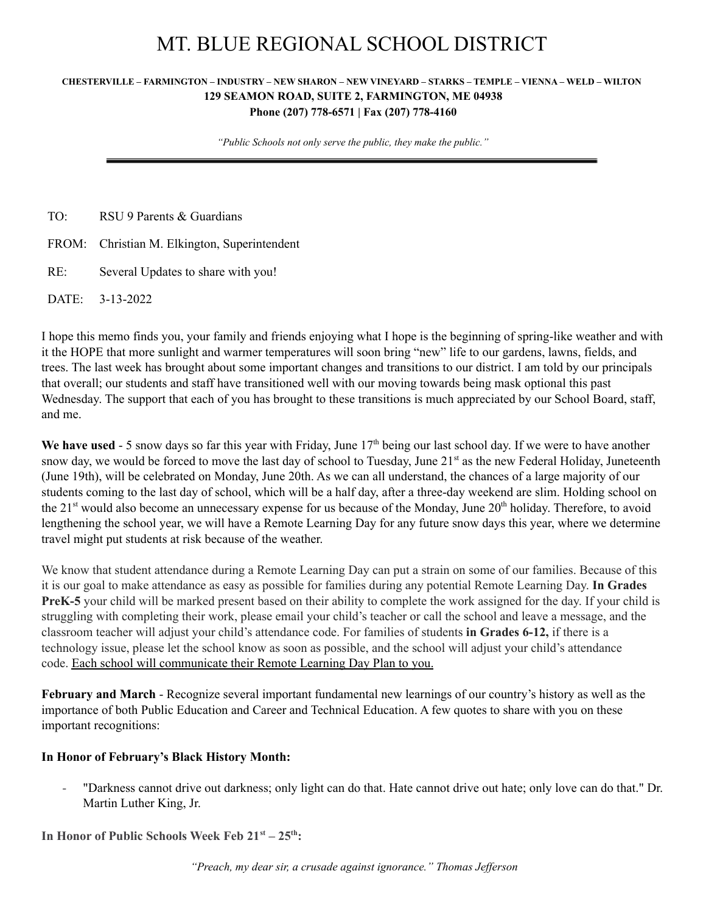# MT. BLUE REGIONAL SCHOOL DISTRICT

**CHESTERVILLE – FARMINGTON – INDUSTRY – NEW SHARON – NEW VINEYARD – STARKS – TEMPLE – VIENNA – WELD – WILTON**
**129 SEAMON ROAD, SUITE 2, FARMINGTON, ME 04938**
**Phone (207) 778-6571 | Fax (207) 778-4160**

*"Public Schools not only serve the public, they make the public."*

---

TO: RSU 9 Parents & Guardians

FROM: Christian M. Elkington, Superintendent

RE: Several Updates to share with you!

DATE: 3-13-2022

I hope this memo finds you, your family and friends enjoying what I hope is the beginning of spring-like weather and with it the HOPE that more sunlight and warmer temperatures will soon bring "new" life to our gardens, lawns, fields, and trees. The last week has brought about some important changes and transitions to our district. I am told by our principals that overall; our students and staff have transitioned well with our moving towards being mask optional this past Wednesday. The support that each of you has brought to these transitions is much appreciated by our School Board, staff, and me.

**We have used** - 5 snow days so far this year with Friday, June 17th being our last school day. If we were to have another snow day, we would be forced to move the last day of school to Tuesday, June 21st as the new Federal Holiday, Juneteenth (June 19th), will be celebrated on Monday, June 20th. As we can all understand, the chances of a large majority of our students coming to the last day of school, which will be a half day, after a three-day weekend are slim. Holding school on the 21st would also become an unnecessary expense for us because of the Monday, June 20th holiday. Therefore, to avoid lengthening the school year, we will have a Remote Learning Day for any future snow days this year, where we determine travel might put students at risk because of the weather.

We know that student attendance during a Remote Learning Day can put a strain on some of our families. Because of this it is our goal to make attendance as easy as possible for families during any potential Remote Learning Day. **In Grades PreK-5** your child will be marked present based on their ability to complete the work assigned for the day. If your child is struggling with completing their work, please email your child's teacher or call the school and leave a message, and the classroom teacher will adjust your child's attendance code. For families of students **in Grades 6-12,** if there is a technology issue, please let the school know as soon as possible, and the school will adjust your child's attendance code. <u>Each school will communicate their Remote Learning Day Plan to you.</u>

**February and March** - Recognize several important fundamental new learnings of our country's history as well as the importance of both Public Education and Career and Technical Education. A few quotes to share with you on these important recognitions:

**In Honor of February's Black History Month:**

- "Darkness cannot drive out darkness; only light can do that. Hate cannot drive out hate; only love can do that." Dr. Martin Luther King, Jr.

**In Honor of Public Schools Week Feb 21st – 25th:**

*"Preach, my dear sir, a crusade against ignorance." Thomas Jefferson*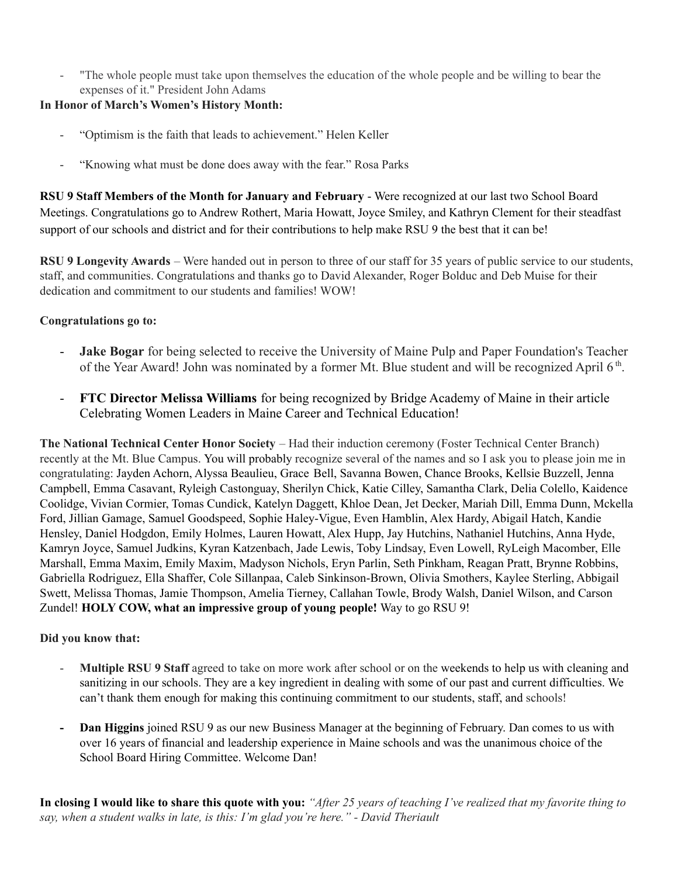- "The whole people must take upon themselves the education of the whole people and be willing to bear the expenses of it." President John Adams

**In Honor of March's Women's History Month:**

- "Optimism is the faith that leads to achievement." Helen Keller
- "Knowing what must be done does away with the fear." Rosa Parks

**RSU 9 Staff Members of the Month for January and February** - Were recognized at our last two School Board Meetings. Congratulations go to Andrew Rothert, Maria Howatt, Joyce Smiley, and Kathryn Clement for their steadfast support of our schools and district and for their contributions to help make RSU 9 the best that it can be!

**RSU 9 Longevity Awards** – Were handed out in person to three of our staff for 35 years of public service to our students, staff, and communities. Congratulations and thanks go to David Alexander, Roger Bolduc and Deb Muise for their dedication and commitment to our students and families! WOW!

**Congratulations go to:**

- **Jake Bogar** for being selected to receive the University of Maine Pulp and Paper Foundation's Teacher of the Year Award! John was nominated by a former Mt. Blue student and will be recognized April 6th.
- **FTC Director Melissa Williams** for being recognized by Bridge Academy of Maine in their article Celebrating Women Leaders in Maine Career and Technical Education!

**The National Technical Center Honor Society** – Had their induction ceremony (Foster Technical Center Branch) recently at the Mt. Blue Campus. You will probably recognize several of the names and so I ask you to please join me in congratulating: Jayden Achorn, Alyssa Beaulieu, Grace Bell, Savanna Bowen, Chance Brooks, Kellsie Buzzell, Jenna Campbell, Emma Casavant, Ryleigh Castonguay, Sherilyn Chick, Katie Cilley, Samantha Clark, Delia Colello, Kaidence Coolidge, Vivian Cormier, Tomas Cundick, Katelyn Daggett, Khloe Dean, Jet Decker, Mariah Dill, Emma Dunn, Mckella Ford, Jillian Gamage, Samuel Goodspeed, Sophie Haley-Vigue, Even Hamblin, Alex Hardy, Abigail Hatch, Kandie Hensley, Daniel Hodgdon, Emily Holmes, Lauren Howatt, Alex Hupp, Jay Hutchins, Nathaniel Hutchins, Anna Hyde, Kamryn Joyce, Samuel Judkins, Kyran Katzenbach, Jade Lewis, Toby Lindsay, Even Lowell, RyLeigh Macomber, Elle Marshall, Emma Maxim, Emily Maxim, Madyson Nichols, Eryn Parlin, Seth Pinkham, Reagan Pratt, Brynne Robbins, Gabriella Rodriguez, Ella Shaffer, Cole Sillanpaa, Caleb Sinkinson-Brown, Olivia Smothers, Kaylee Sterling, Abbigail Swett, Melissa Thomas, Jamie Thompson, Amelia Tierney, Callahan Towle, Brody Walsh, Daniel Wilson, and Carson Zundel! **HOLY COW, what an impressive group of young people!** Way to go RSU 9!

**Did you know that:**

- **Multiple RSU 9 Staff** agreed to take on more work after school or on the weekends to help us with cleaning and sanitizing in our schools. They are a key ingredient in dealing with some of our past and current difficulties. We can't thank them enough for making this continuing commitment to our students, staff, and schools!
- **Dan Higgins** joined RSU 9 as our new Business Manager at the beginning of February. Dan comes to us with over 16 years of financial and leadership experience in Maine schools and was the unanimous choice of the School Board Hiring Committee. Welcome Dan!

**In closing I would like to share this quote with you:** *"After 25 years of teaching I've realized that my favorite thing to say, when a student walks in late, is this: I'm glad you're here." - David Theriault*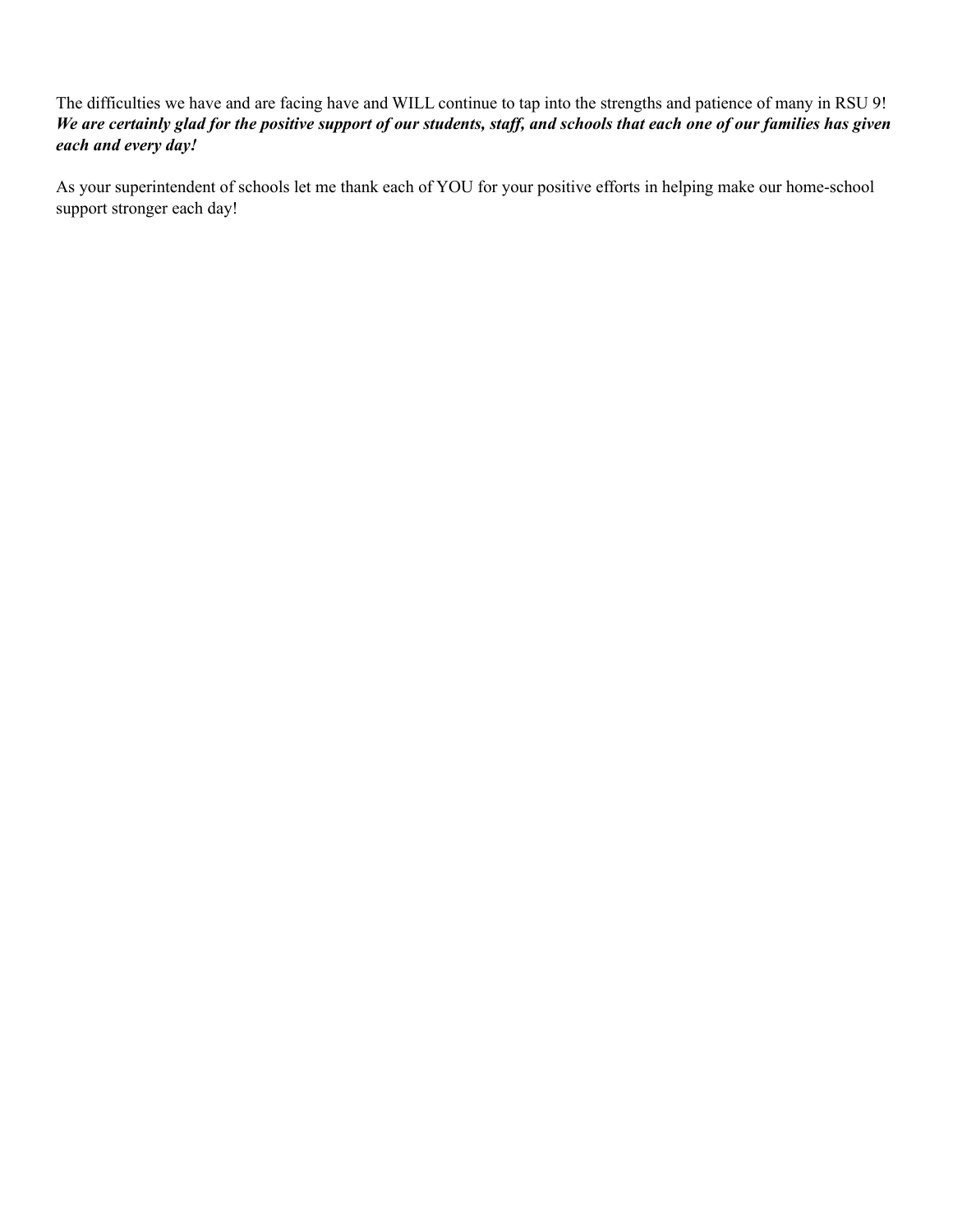The difficulties we have and are facing have and WILL continue to tap into the strengths and patience of many in RSU 9! ***We are certainly glad for the positive support of our students, staff, and schools that each one of our families has given each and every day!***

As your superintendent of schools let me thank each of YOU for your positive efforts in helping make our home-school support stronger each day!